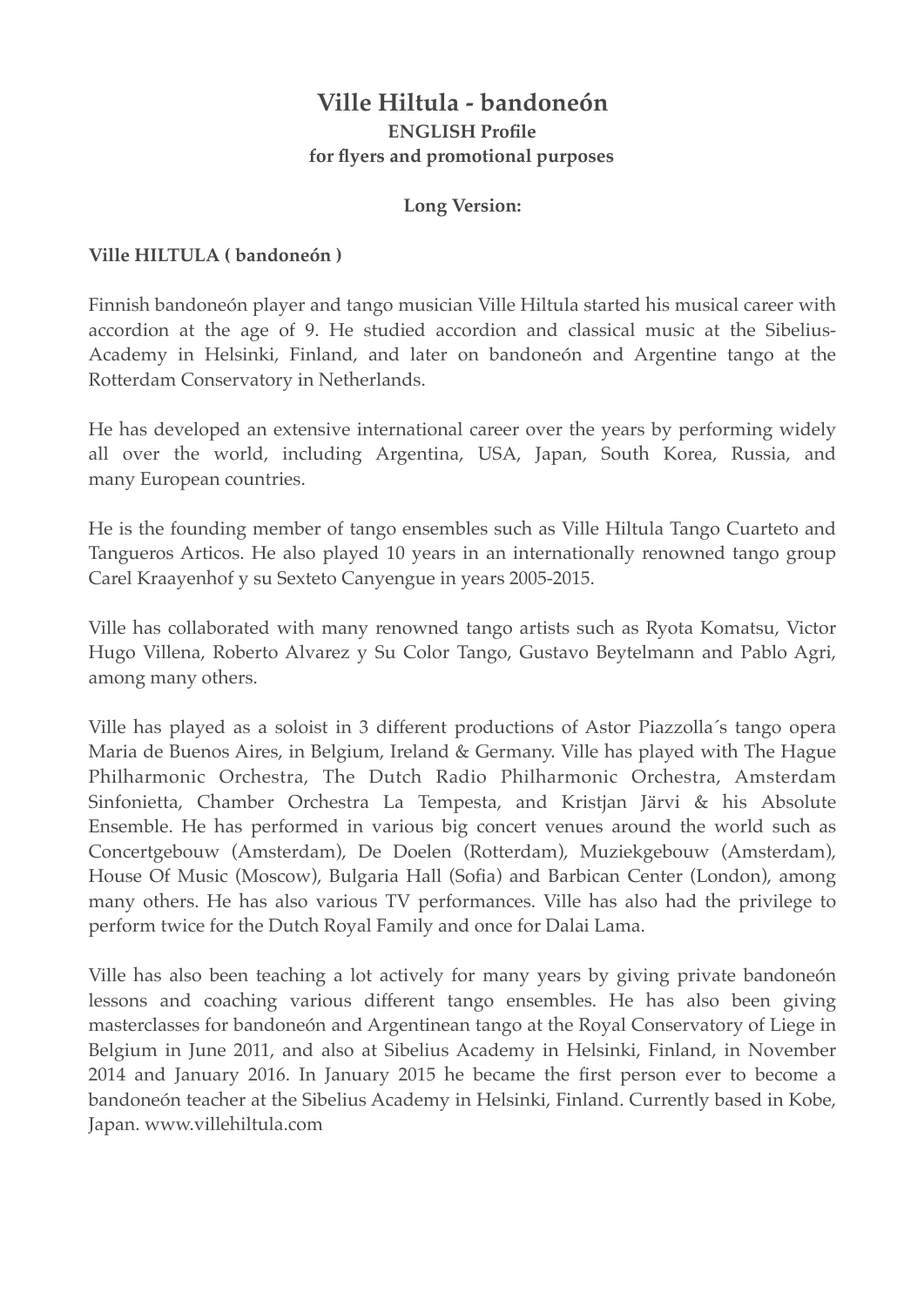# Ville Hiltula - bandoneón

**ENGLISH Profile**
**for flyers and promotional purposes**

**Long Version:**

**Ville HILTULA ( bandoneón )**

Finnish bandoneón player and tango musician Ville Hiltula started his musical career with accordion at the age of 9. He studied accordion and classical music at the Sibelius-Academy in Helsinki, Finland, and later on bandoneón and Argentine tango at the Rotterdam Conservatory in Netherlands.

He has developed an extensive international career over the years by performing widely all over the world, including Argentina, USA, Japan, South Korea, Russia, and many European countries.

He is the founding member of tango ensembles such as Ville Hiltula Tango Cuarteto and Tangueros Articos. He also played 10 years in an internationally renowned tango group Carel Kraayenhof y su Sexteto Canyengue in years 2005-2015.

Ville has collaborated with many renowned tango artists such as Ryota Komatsu, Victor Hugo Villena, Roberto Alvarez y Su Color Tango, Gustavo Beytelmann and Pablo Agri, among many others.

Ville has played as a soloist in 3 different productions of Astor Piazzolla´s tango opera Maria de Buenos Aires, in Belgium, Ireland & Germany. Ville has played with The Hague Philharmonic Orchestra, The Dutch Radio Philharmonic Orchestra, Amsterdam Sinfonietta, Chamber Orchestra La Tempesta, and Kristjan Järvi & his Absolute Ensemble. He has performed in various big concert venues around the world such as Concertgebouw (Amsterdam), De Doelen (Rotterdam), Muziekgebouw (Amsterdam), House Of Music (Moscow), Bulgaria Hall (Sofia) and Barbican Center (London), among many others. He has also various TV performances. Ville has also had the privilege to perform twice for the Dutch Royal Family and once for Dalai Lama.

Ville has also been teaching a lot actively for many years by giving private bandoneón lessons and coaching various different tango ensembles. He has also been giving masterclasses for bandoneón and Argentinean tango at the Royal Conservatory of Liege in Belgium in June 2011, and also at Sibelius Academy in Helsinki, Finland, in November 2014 and January 2016. In January 2015 he became the first person ever to become a bandoneón teacher at the Sibelius Academy in Helsinki, Finland. Currently based in Kobe, Japan. www.villehiltula.com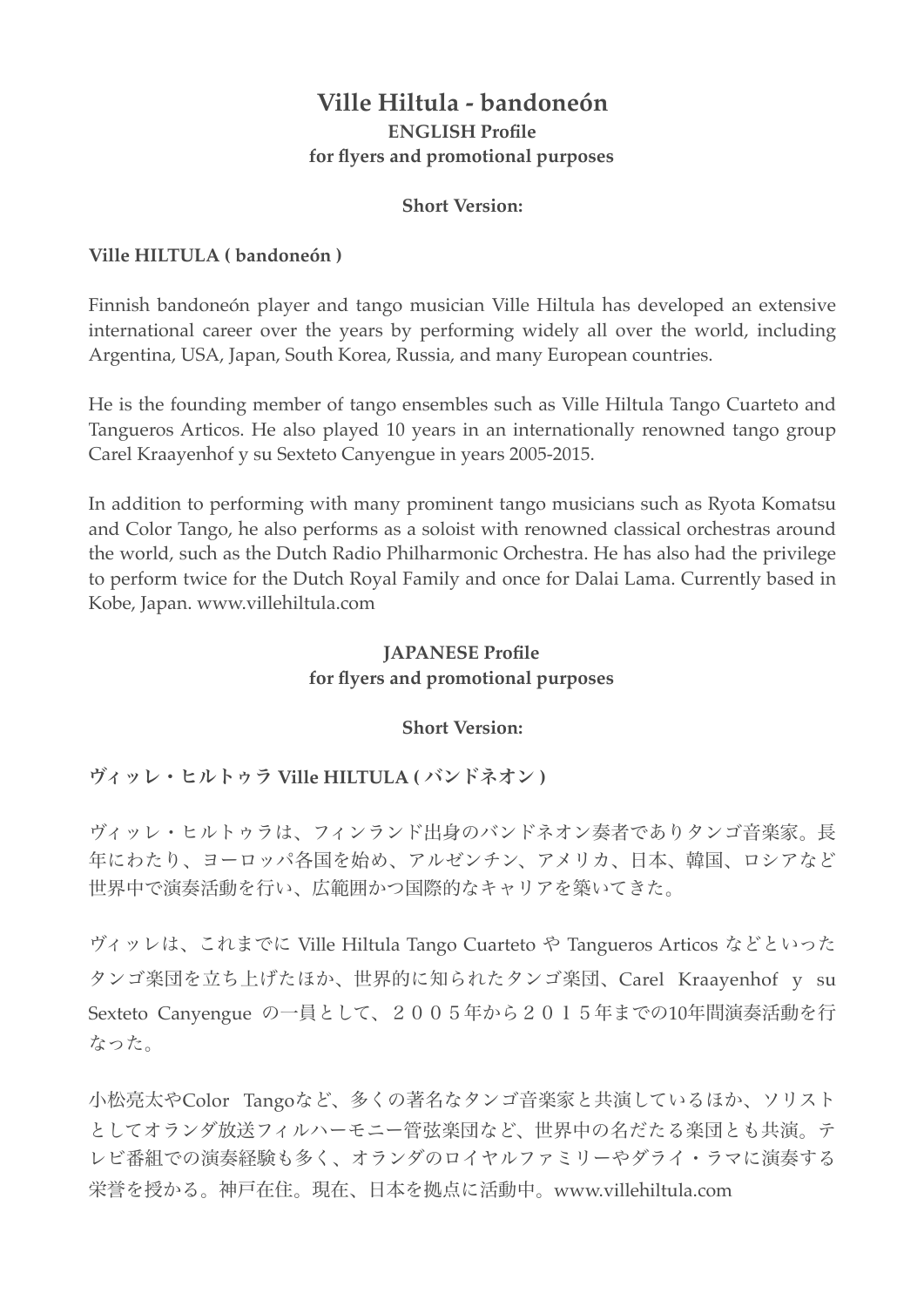# Ville Hiltula - bandoneón

**ENGLISH Profile**
**for flyers and promotional purposes**

**Short Version:**

**Ville HILTULA ( bandoneón )**

Finnish bandoneón player and tango musician Ville Hiltula has developed an extensive international career over the years by performing widely all over the world, including Argentina, USA, Japan, South Korea, Russia, and many European countries.

He is the founding member of tango ensembles such as Ville Hiltula Tango Cuarteto and Tangueros Articos. He also played 10 years in an internationally renowned tango group Carel Kraayenhof y su Sexteto Canyengue in years 2005-2015.

In addition to performing with many prominent tango musicians such as Ryota Komatsu and Color Tango, he also performs as a soloist with renowned classical orchestras around the world, such as the Dutch Radio Philharmonic Orchestra. He has also had the privilege to perform twice for the Dutch Royal Family and once for Dalai Lama. Currently based in Kobe, Japan. www.villehiltula.com

**JAPANESE Profile**
**for flyers and promotional purposes**

**Short Version:**

**ヴィッレ・ヒルトゥラ Ville HILTULA ( バンドネオン )**

ヴィッレ・ヒルトゥラは、フィンランド出身のバンドネオン奏者でありタンゴ音楽家。長年にわたり、ヨーロッパ各国を始め、アルゼンチン、アメリカ、日本、韓国、ロシアなど世界中で演奏活動を行い、広範囲かつ国際的なキャリアを築いてきた。

ヴィッレは、これまでに Ville Hiltula Tango Cuarteto や Tangueros Articos などといったタンゴ楽団を立ち上げたほか、世界的に知られたタンゴ楽団、Carel Kraayenhof y su Sexteto Canyengue の一員として、２００５年から２０１５年までの10年間演奏活動を行なった。

小松亮太やColor Tangoなど、多くの著名なタンゴ音楽家と共演しているほか、ソリストとしてオランダ放送フィルハーモニー管弦楽団など、世界中の名だたる楽団とも共演。テレビ番組での演奏経験も多く、オランダのロイヤルファミリーやダライ・ラマに演奏する栄誉を授かる。神戸在住。現在、日本を拠点に活動中。www.villehiltula.com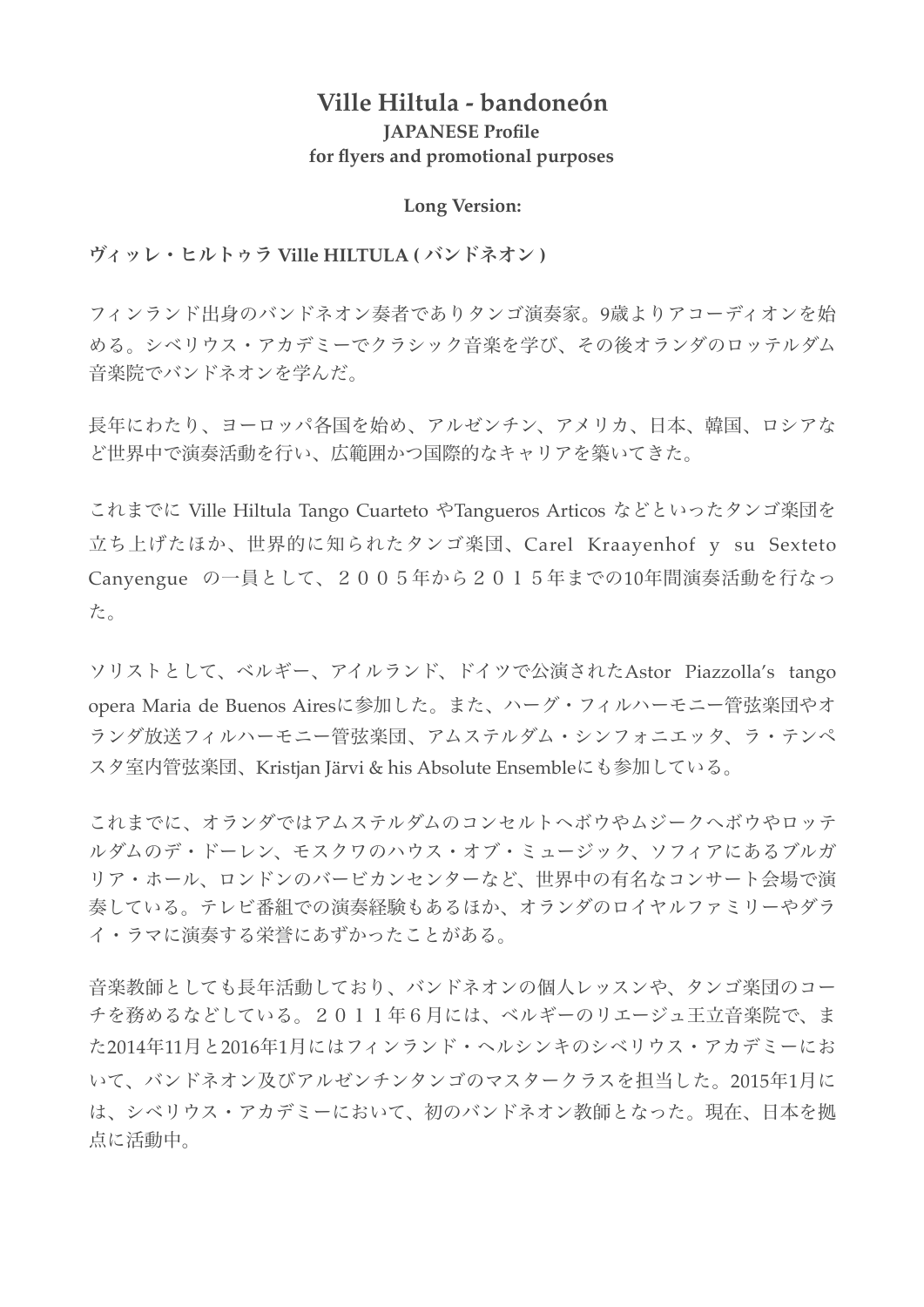# Ville Hiltula - bandoneón

**JAPANESE Profile**
**for flyers and promotional purposes**

**Long Version:**

**ヴィッレ・ヒルトゥラ Ville HILTULA ( バンドネオン )**

フィンランド出身のバンドネオン奏者でありタンゴ演奏家。9歳よりアコーディオンを始める。シベリウス・アカデミーでクラシック音楽を学び、その後オランダのロッテルダム音楽院でバンドネオンを学んだ。

長年にわたり、ヨーロッパ各国を始め、アルゼンチン、アメリカ、日本、韓国、ロシアなど世界中で演奏活動を行い、広範囲かつ国際的なキャリアを築いてきた。

これまでに Ville Hiltula Tango Cuarteto やTangueros Articos などといったタンゴ楽団を立ち上げたほか、世界的に知られたタンゴ楽団、Carel Kraayenhof y su Sexteto Canyengue の一員として、２００５年から２０１５年までの10年間演奏活動を行なった。

ソリストとして、ベルギー、アイルランド、ドイツで公演されたAstor Piazzolla's tango opera Maria de Buenos Airesに参加した。また、ハーグ・フィルハーモニー管弦楽団やオランダ放送フィルハーモニー管弦楽団、アムステルダム・シンフォニエッタ、ラ・テンペスタ室内管弦楽団、Kristjan Järvi & his Absolute Ensembleにも参加している。

これまでに、オランダではアムステルダムのコンセルトヘボウやムジークヘボウやロッテルダムのデ・ドーレン、モスクワのハウス・オブ・ミュージック、ソフィアにあるブルガリア・ホール、ロンドンのバービカンセンターなど、世界中の有名なコンサート会場で演奏している。テレビ番組での演奏経験もあるほか、オランダのロイヤルファミリーやダライ・ラマに演奏する栄誉にあずかったことがある。

音楽教師としても長年活動しており、バンドネオンの個人レッスンや、タンゴ楽団のコーチを務めるなどしている。２０１１年６月には、ベルギーのリエージュ王立音楽院で、また2014年11月と2016年1月にはフィンランド・ヘルシンキのシベリウス・アカデミーにおいて、バンドネオン及びアルゼンチンタンゴのマスタークラスを担当した。2015年1月には、シベリウス・アカデミーにおいて、初のバンドネオン教師となった。現在、日本を拠点に活動中。